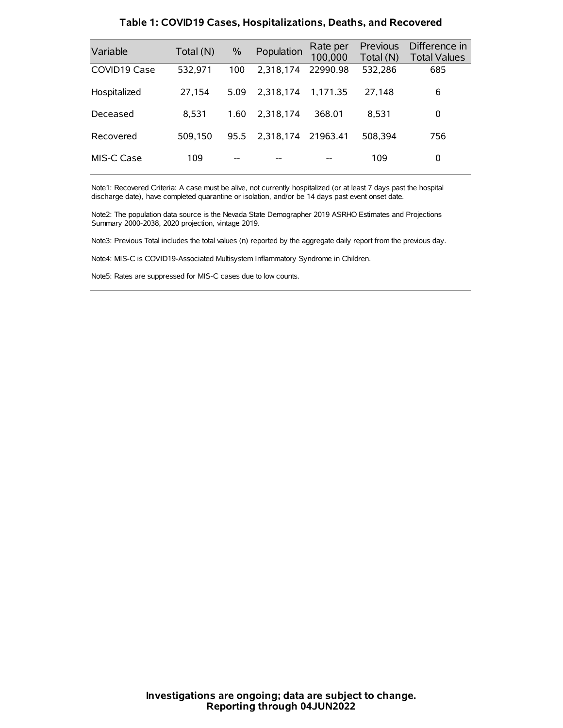## Table 1: COVID19 Cases, Hospitalizations, Deaths, and Recovered

| Variable | Total (N) | % | Population | Rate per 100,000 | Previous Total (N) | Difference in Total Values |
|---|---|---|---|---|---|---|
| COVID19 Case | 532,971 | 100 | 2,318,174 | 22990.98 | 532,286 | 685 |
| Hospitalized | 27,154 | 5.09 | 2,318,174 | 1,171.35 | 27,148 | 6 |
| Deceased | 8,531 | 1.60 | 2,318,174 | 368.01 | 8,531 | 0 |
| Recovered | 509,150 | 95.5 | 2,318,174 | 21963.41 | 508,394 | 756 |
| MIS-C Case | 109 | -- | -- | -- | 109 | 0 |

Note1: Recovered Criteria: A case must be alive, not currently hospitalized (or at least 7 days past the hospital discharge date), have completed quarantine or isolation, and/or be 14 days past event onset date.

Note2: The population data source is the Nevada State Demographer 2019 ASRHO Estimates and Projections Summary 2000-2038, 2020 projection, vintage 2019.

Note3: Previous Total includes the total values (n) reported by the aggregate daily report from the previous day.

Note4: MIS-C is COVID19-Associated Multisystem Inflammatory Syndrome in Children.

Note5: Rates are suppressed for MIS-C cases due to low counts.

**Investigations are ongoing; data are subject to change.**
**Reporting through 04JUN2022**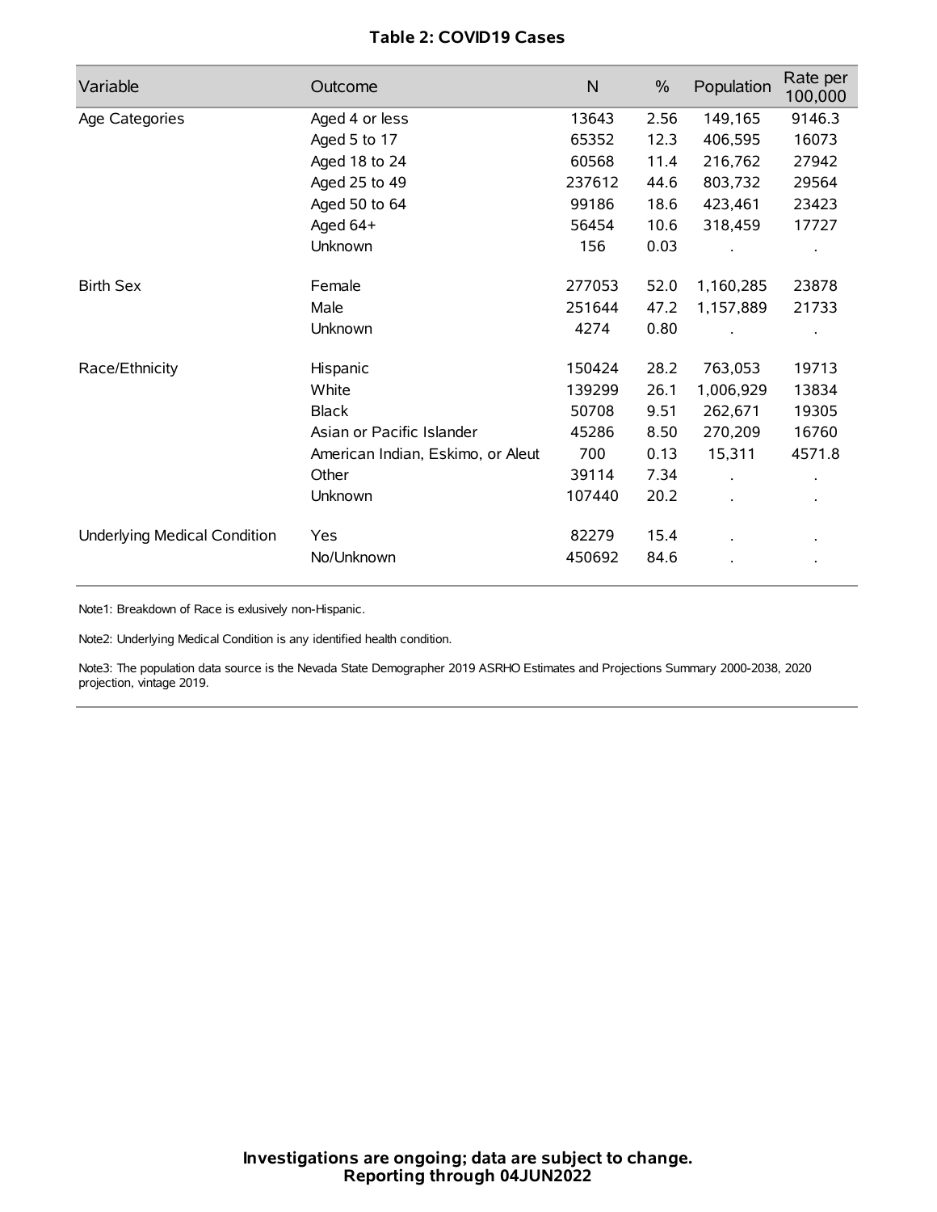**Table 2: COVID19 Cases**

| Variable | Outcome | N | % | Population | Rate per 100,000 |
|---|---|---|---|---|---|
| Age Categories | Aged 4 or less | 13643 | 2.56 | 149,165 | 9146.3 |
| | Aged 5 to 17 | 65352 | 12.3 | 406,595 | 16073 |
| | Aged 18 to 24 | 60568 | 11.4 | 216,762 | 27942 |
| | Aged 25 to 49 | 237612 | 44.6 | 803,732 | 29564 |
| | Aged 50 to 64 | 99186 | 18.6 | 423,461 | 23423 |
| | Aged 64+ | 56454 | 10.6 | 318,459 | 17727 |
| | Unknown | 156 | 0.03 | . | . |
| Birth Sex | Female | 277053 | 52.0 | 1,160,285 | 23878 |
| | Male | 251644 | 47.2 | 1,157,889 | 21733 |
| | Unknown | 4274 | 0.80 | . | . |
| Race/Ethnicity | Hispanic | 150424 | 28.2 | 763,053 | 19713 |
| | White | 139299 | 26.1 | 1,006,929 | 13834 |
| | Black | 50708 | 9.51 | 262,671 | 19305 |
| | Asian or Pacific Islander | 45286 | 8.50 | 270,209 | 16760 |
| | American Indian, Eskimo, or Aleut | 700 | 0.13 | 15,311 | 4571.8 |
| | Other | 39114 | 7.34 | . | . |
| | Unknown | 107440 | 20.2 | . | . |
| Underlying Medical Condition | Yes | 82279 | 15.4 | . | . |
| | No/Unknown | 450692 | 84.6 | . | . |

Note1: Breakdown of Race is exlusively non-Hispanic.

Note2: Underlying Medical Condition is any identified health condition.

Note3: The population data source is the Nevada State Demographer 2019 ASRHO Estimates and Projections Summary 2000-2038, 2020 projection, vintage 2019.

**Investigations are ongoing; data are subject to change.**
**Reporting through 04JUN2022**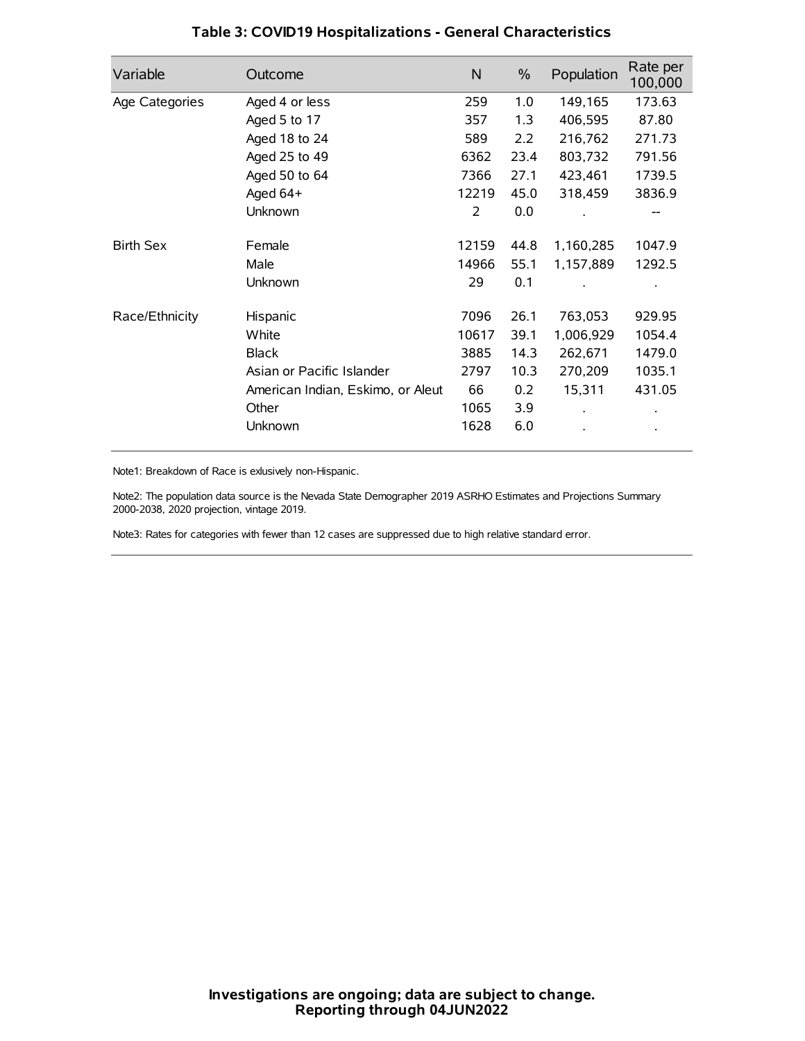**Table 3: COVID19 Hospitalizations - General Characteristics**

| Variable | Outcome | N | % | Population | Rate per 100,000 |
|---|---|---|---|---|---|
| Age Categories | Aged 4 or less | 259 | 1.0 | 149,165 | 173.63 |
| | Aged 5 to 17 | 357 | 1.3 | 406,595 | 87.80 |
| | Aged 18 to 24 | 589 | 2.2 | 216,762 | 271.73 |
| | Aged 25 to 49 | 6362 | 23.4 | 803,732 | 791.56 |
| | Aged 50 to 64 | 7366 | 27.1 | 423,461 | 1739.5 |
| | Aged 64+ | 12219 | 45.0 | 318,459 | 3836.9 |
| | Unknown | 2 | 0.0 | . | -- |
| Birth Sex | Female | 12159 | 44.8 | 1,160,285 | 1047.9 |
| | Male | 14966 | 55.1 | 1,157,889 | 1292.5 |
| | Unknown | 29 | 0.1 | . | . |
| Race/Ethnicity | Hispanic | 7096 | 26.1 | 763,053 | 929.95 |
| | White | 10617 | 39.1 | 1,006,929 | 1054.4 |
| | Black | 3885 | 14.3 | 262,671 | 1479.0 |
| | Asian or Pacific Islander | 2797 | 10.3 | 270,209 | 1035.1 |
| | American Indian, Eskimo, or Aleut | 66 | 0.2 | 15,311 | 431.05 |
| | Other | 1065 | 3.9 | . | . |
| | Unknown | 1628 | 6.0 | . | . |

Note1: Breakdown of Race is exlusively non-Hispanic.

Note2: The population data source is the Nevada State Demographer 2019 ASRHO Estimates and Projections Summary 2000-2038, 2020 projection, vintage 2019.

Note3: Rates for categories with fewer than 12 cases are suppressed due to high relative standard error.

**Investigations are ongoing; data are subject to change.**
**Reporting through 04JUN2022**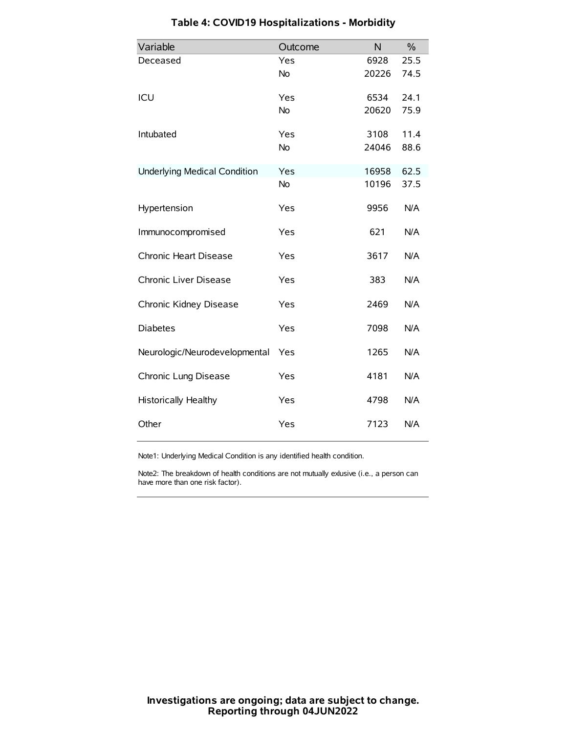# Table 4: COVID19 Hospitalizations - Morbidity

| Variable | Outcome | N | % |
|---|---|---|---|
| Deceased | Yes | 6928 | 25.5 |
| | No | 20226 | 74.5 |
| ICU | Yes | 6534 | 24.1 |
| | No | 20620 | 75.9 |
| Intubated | Yes | 3108 | 11.4 |
| | No | 24046 | 88.6 |
| Underlying Medical Condition | Yes | 16958 | 62.5 |
| | No | 10196 | 37.5 |
| Hypertension | Yes | 9956 | N/A |
| Immunocompromised | Yes | 621 | N/A |
| Chronic Heart Disease | Yes | 3617 | N/A |
| Chronic Liver Disease | Yes | 383 | N/A |
| Chronic Kidney Disease | Yes | 2469 | N/A |
| Diabetes | Yes | 7098 | N/A |
| Neurologic/Neurodevelopmental | Yes | 1265 | N/A |
| Chronic Lung Disease | Yes | 4181 | N/A |
| Historically Healthy | Yes | 4798 | N/A |
| Other | Yes | 7123 | N/A |

Note1: Underlying Medical Condition is any identified health condition.

Note2: The breakdown of health conditions are not mutually exlusive (i.e., a person can have more than one risk factor).

**Investigations are ongoing; data are subject to change.**
**Reporting through 04JUN2022**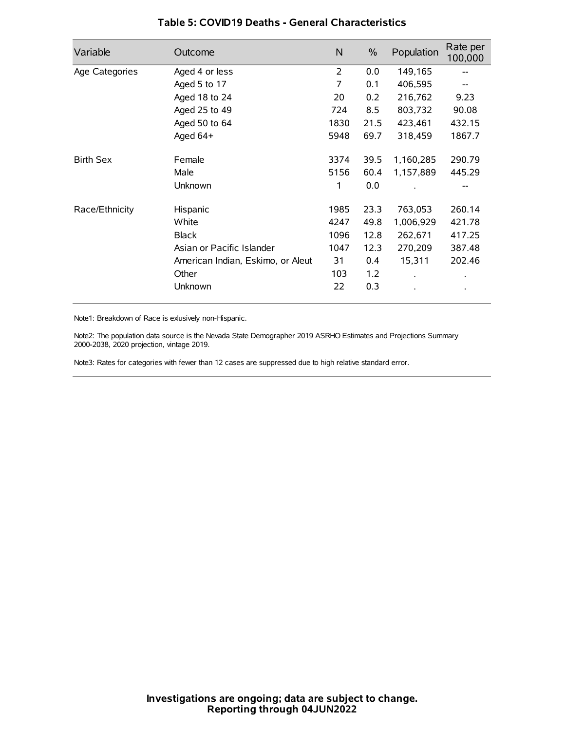# Table 5: COVID19 Deaths - General Characteristics

| Variable | Outcome | N | % | Population | Rate per 100,000 |
|---|---|---|---|---|---|
| Age Categories | Aged 4 or less | 2 | 0.0 | 149,165 | -- |
| | Aged 5 to 17 | 7 | 0.1 | 406,595 | -- |
| | Aged 18 to 24 | 20 | 0.2 | 216,762 | 9.23 |
| | Aged 25 to 49 | 724 | 8.5 | 803,732 | 90.08 |
| | Aged 50 to 64 | 1830 | 21.5 | 423,461 | 432.15 |
| | Aged 64+ | 5948 | 69.7 | 318,459 | 1867.7 |
| Birth Sex | Female | 3374 | 39.5 | 1,160,285 | 290.79 |
| | Male | 5156 | 60.4 | 1,157,889 | 445.29 |
| | Unknown | 1 | 0.0 | . | -- |
| Race/Ethnicity | Hispanic | 1985 | 23.3 | 763,053 | 260.14 |
| | White | 4247 | 49.8 | 1,006,929 | 421.78 |
| | Black | 1096 | 12.8 | 262,671 | 417.25 |
| | Asian or Pacific Islander | 1047 | 12.3 | 270,209 | 387.48 |
| | American Indian, Eskimo, or Aleut | 31 | 0.4 | 15,311 | 202.46 |
| | Other | 103 | 1.2 | . | . |
| | Unknown | 22 | 0.3 | . | . |

Note1: Breakdown of Race is exlusively non-Hispanic.

Note2: The population data source is the Nevada State Demographer 2019 ASRHO Estimates and Projections Summary 2000-2038, 2020 projection, vintage 2019.

Note3: Rates for categories with fewer than 12 cases are suppressed due to high relative standard error.

**Investigations are ongoing; data are subject to change.**
**Reporting through 04JUN2022**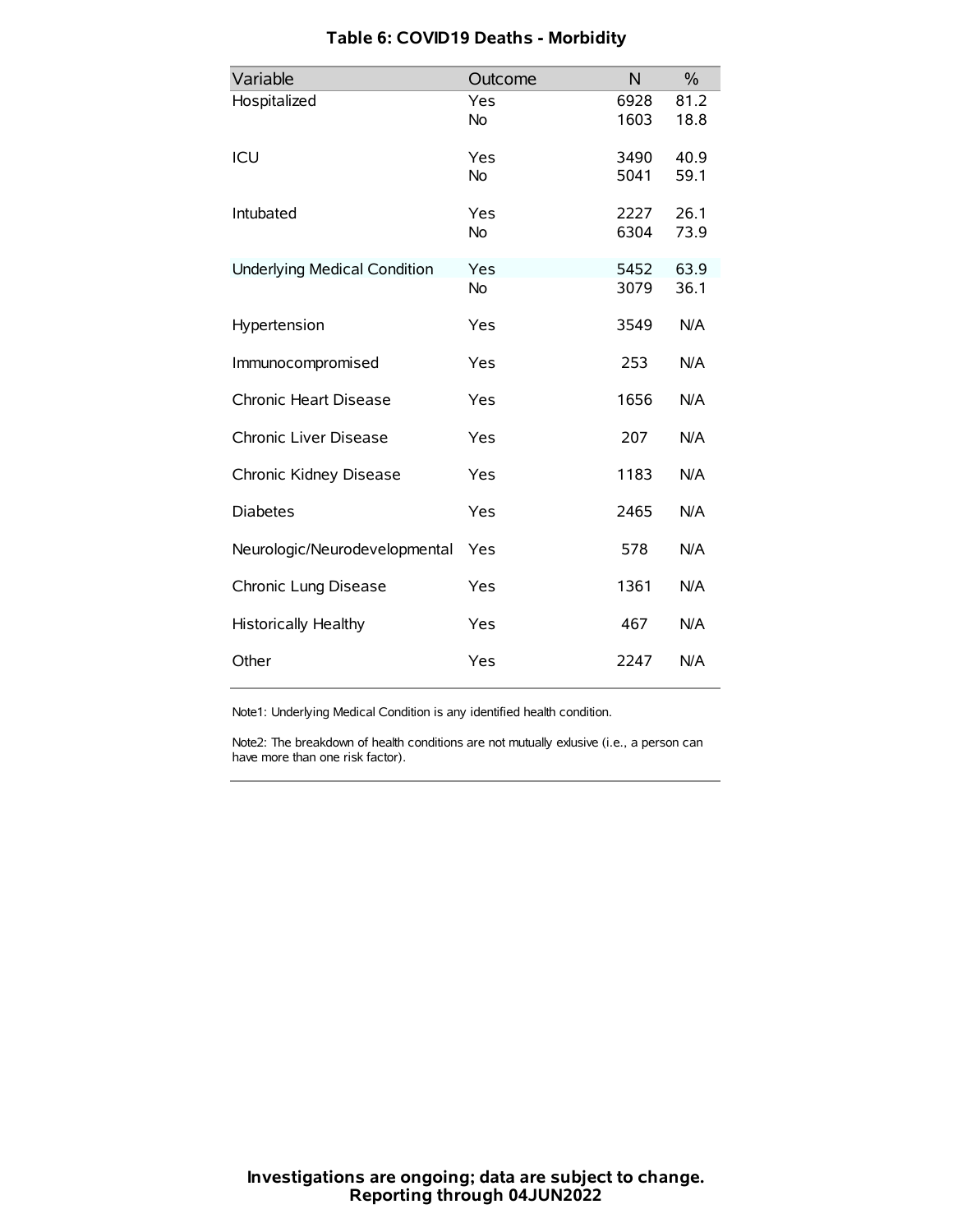## Table 6: COVID19 Deaths - Morbidity

| Variable | Outcome | N | % |
| --- | --- | --- | --- |
| Hospitalized | Yes | 6928 | 81.2 |
| | No | 1603 | 18.8 |
| ICU | Yes | 3490 | 40.9 |
| | No | 5041 | 59.1 |
| Intubated | Yes | 2227 | 26.1 |
| | No | 6304 | 73.9 |
| Underlying Medical Condition | Yes | 5452 | 63.9 |
| | No | 3079 | 36.1 |
| Hypertension | Yes | 3549 | N/A |
| Immunocompromised | Yes | 253 | N/A |
| Chronic Heart Disease | Yes | 1656 | N/A |
| Chronic Liver Disease | Yes | 207 | N/A |
| Chronic Kidney Disease | Yes | 1183 | N/A |
| Diabetes | Yes | 2465 | N/A |
| Neurologic/Neurodevelopmental | Yes | 578 | N/A |
| Chronic Lung Disease | Yes | 1361 | N/A |
| Historically Healthy | Yes | 467 | N/A |
| Other | Yes | 2247 | N/A |

Note1: Underlying Medical Condition is any identified health condition.

Note2: The breakdown of health conditions are not mutually exlusive (i.e., a person can have more than one risk factor).

**Investigations are ongoing; data are subject to change.**
**Reporting through 04JUN2022**